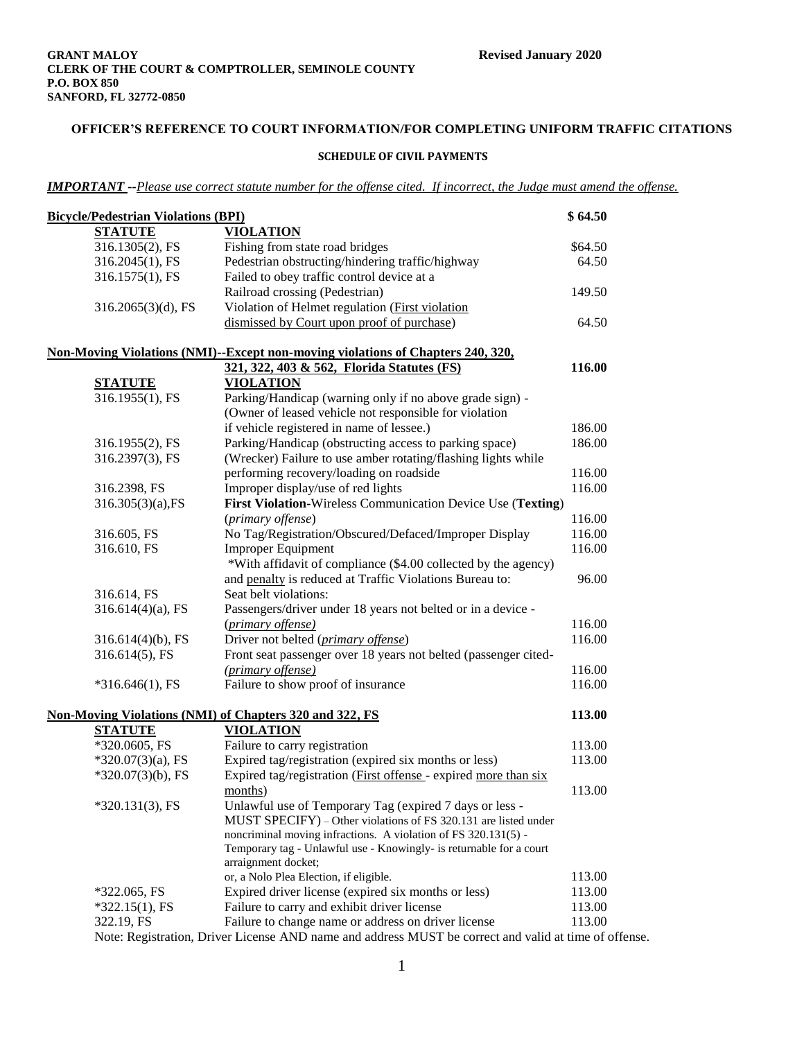**GRANT MALOY**
**CLERK OF THE COURT & COMPTROLLER, SEMINOLE COUNTY**
**P.O. BOX 850**
**SANFORD, FL 32772-0850**

**Revised January 2020**

## OFFICER'S REFERENCE TO COURT INFORMATION/FOR COMPLETING UNIFORM TRAFFIC CITATIONS

### SCHEDULE OF CIVIL PAYMENTS

***IMPORTANT** --Please use correct statute number for the offense cited. If incorrect, the Judge must amend the offense.*

**Bicycle/Pedestrian Violations (BPI)** **$ 64.50**

| STATUTE | VIOLATION | |
|---|---|---|
| 316.1305(2), FS | Fishing from state road bridges | $64.50 |
| 316.2045(1), FS | Pedestrian obstructing/hindering traffic/highway | 64.50 |
| 316.1575(1), FS | Failed to obey traffic control device at a Railroad crossing (Pedestrian) | 149.50 |
| 316.2065(3)(d), FS | Violation of Helmet regulation (First violation dismissed by Court upon proof of purchase) | 64.50 |

**Non-Moving Violations (NMI)--Except non-moving violations of Chapters 240, 320, 321, 322, 403 & 562, Florida Statutes (FS)** **116.00**

| STATUTE | VIOLATION | |
|---|---|---|
| 316.1955(1), FS | Parking/Handicap (warning only if no above grade sign) - (Owner of leased vehicle not responsible for violation if vehicle registered in name of lessee.) | 186.00 |
| 316.1955(2), FS | Parking/Handicap (obstructing access to parking space) | 186.00 |
| 316.2397(3), FS | (Wrecker) Failure to use amber rotating/flashing lights while performing recovery/loading on roadside | 116.00 |
| 316.2398, FS | Improper display/use of red lights | 116.00 |
| 316.305(3)(a),FS | **First Violation**-Wireless Communication Device Use (**Texting**) (*primary offense*) | 116.00 |
| 316.605, FS | No Tag/Registration/Obscured/Defaced/Improper Display | 116.00 |
| 316.610, FS | Improper Equipment<br>*With affidavit of compliance ($4.00 collected by the agency) and penalty is reduced at Traffic Violations Bureau to: | 116.00<br><br>96.00 |
| 316.614, FS | Seat belt violations: | |
| 316.614(4)(a), FS | Passengers/driver under 18 years not belted or in a device - (*primary offense*) | 116.00 |
| 316.614(4)(b), FS | Driver not belted (*primary offense*) | 116.00 |
| 316.614(5), FS | Front seat passenger over 18 years not belted (passenger cited- (*primary offense*) | 116.00 |
| *316.646(1), FS | Failure to show proof of insurance | 116.00 |

**Non-Moving Violations (NMI) of Chapters 320 and 322, FS** **113.00**

| STATUTE | VIOLATION | |
|---|---|---|
| *320.0605, FS | Failure to carry registration | 113.00 |
| *320.07(3)(a), FS | Expired tag/registration (expired six months or less) | 113.00 |
| *320.07(3)(b), FS | Expired tag/registration (First offense - expired more than six months) | 113.00 |
| *320.131(3), FS | Unlawful use of Temporary Tag (expired 7 days or less - MUST SPECIFY) – Other violations of FS 320.131 are listed under noncriminal moving infractions. A violation of FS 320.131(5) - Temporary tag - Unlawful use - Knowingly- is returnable for a court arraignment docket; or, a Nolo Plea Election, if eligible. | 113.00 |
| *322.065, FS | Expired driver license (expired six months or less) | 113.00 |
| *322.15(1), FS | Failure to carry and exhibit driver license | 113.00 |
| 322.19, FS | Failure to change name or address on driver license | 113.00 |

Note: Registration, Driver License AND name and address MUST be correct and valid at time of offense.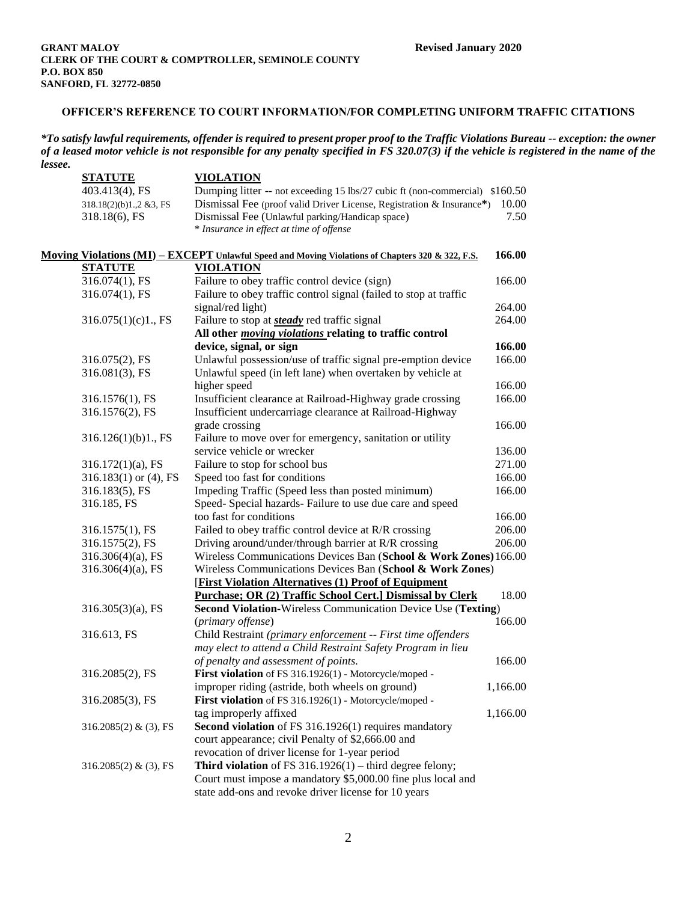**GRANT MALOY**
**CLERK OF THE COURT & COMPTROLLER, SEMINOLE COUNTY**
**P.O. BOX 850**
**SANFORD, FL 32772-0850**

**Revised January 2020**

## OFFICER'S REFERENCE TO COURT INFORMATION/FOR COMPLETING UNIFORM TRAFFIC CITATIONS

***To satisfy lawful requirements, offender is required to present proper proof to the Traffic Violations Bureau -- exception: the owner of a leased motor vehicle is not responsible for any penalty specified in FS 320.07(3) if the vehicle is registered in the name of the lessee.***

| **STATUTE** | **VIOLATION** | |
|---|---|---|
| 403.413(4), FS | Dumping litter -- not exceeding 15 lbs/27 cubic ft (non-commercial) | $160.50 |
| 318.18(2)(b)1.,2 &3, FS | Dismissal Fee (proof valid Driver License, Registration & Insurance**\***) | 10.00 |
| 318.18(6), FS | Dismissal Fee (Unlawful parking/Handicap space)<br>*\* Insurance in effect at time of offense* | 7.50 |

**Moving Violations (MI) – EXCEPT Unlawful Speed and Moving Violations of Chapters 320 & 322, F.S.** **166.00**

| **STATUTE** | **VIOLATION** | |
|---|---|---|
| 316.074(1), FS | Failure to obey traffic control device (sign) | 166.00 |
| 316.074(1), FS | Failure to obey traffic control signal (failed to stop at traffic signal/red light) | 264.00 |
| 316.075(1)(c)1., FS | Failure to stop at ***steady*** red traffic signal | 264.00 |
| | **All other *moving violations* relating to traffic control device, signal, or sign** | **166.00** |
| 316.075(2), FS | Unlawful possession/use of traffic signal pre-emption device | 166.00 |
| 316.081(3), FS | Unlawful speed (in left lane) when overtaken by vehicle at higher speed | 166.00 |
| 316.1576(1), FS | Insufficient clearance at Railroad-Highway grade crossing | 166.00 |
| 316.1576(2), FS | Insufficient undercarriage clearance at Railroad-Highway grade crossing | 166.00 |
| 316.126(1)(b)1., FS | Failure to move over for emergency, sanitation or utility service vehicle or wrecker | 136.00 |
| 316.172(1)(a), FS | Failure to stop for school bus | 271.00 |
| 316.183(1) or (4), FS | Speed too fast for conditions | 166.00 |
| 316.183(5), FS | Impeding Traffic (Speed less than posted minimum) | 166.00 |
| 316.185, FS | Speed- Special hazards- Failure to use due care and speed too fast for conditions | 166.00 |
| 316.1575(1), FS | Failed to obey traffic control device at R/R crossing | 206.00 |
| 316.1575(2), FS | Driving around/under/through barrier at R/R crossing | 206.00 |
| 316.306(4)(a), FS | Wireless Communications Devices Ban (**School & Work Zones**) | 166.00 |
| 316.306(4)(a), FS | Wireless Communications Devices Ban (**School & Work Zones**) [**First Violation Alternatives (1) Proof of Equipment Purchase; OR (2) Traffic School Cert.] Dismissal by Clerk** | 18.00 |
| 316.305(3)(a), FS | **Second Violation**-Wireless Communication Device Use (**Texting**) (*primary offense*) | 166.00 |
| 316.613, FS | Child Restraint (*primary enforcement -- First time offenders may elect to attend a Child Restraint Safety Program in lieu of penalty and assessment of points.* | 166.00 |
| 316.2085(2), FS | **First violation** of FS 316.1926(1) - Motorcycle/moped - improper riding (astride, both wheels on ground) | 1,166.00 |
| 316.2085(3), FS | **First violation** of FS 316.1926(1) - Motorcycle/moped - tag improperly affixed | 1,166.00 |
| 316.2085(2) & (3), FS | **Second violation** of FS 316.1926(1) requires mandatory court appearance; civil Penalty of $2,666.00 and revocation of driver license for 1-year period | |
| 316.2085(2) & (3), FS | **Third violation** of FS 316.1926(1) – third degree felony; Court must impose a mandatory $5,000.00 fine plus local and state add-ons and revoke driver license for 10 years | |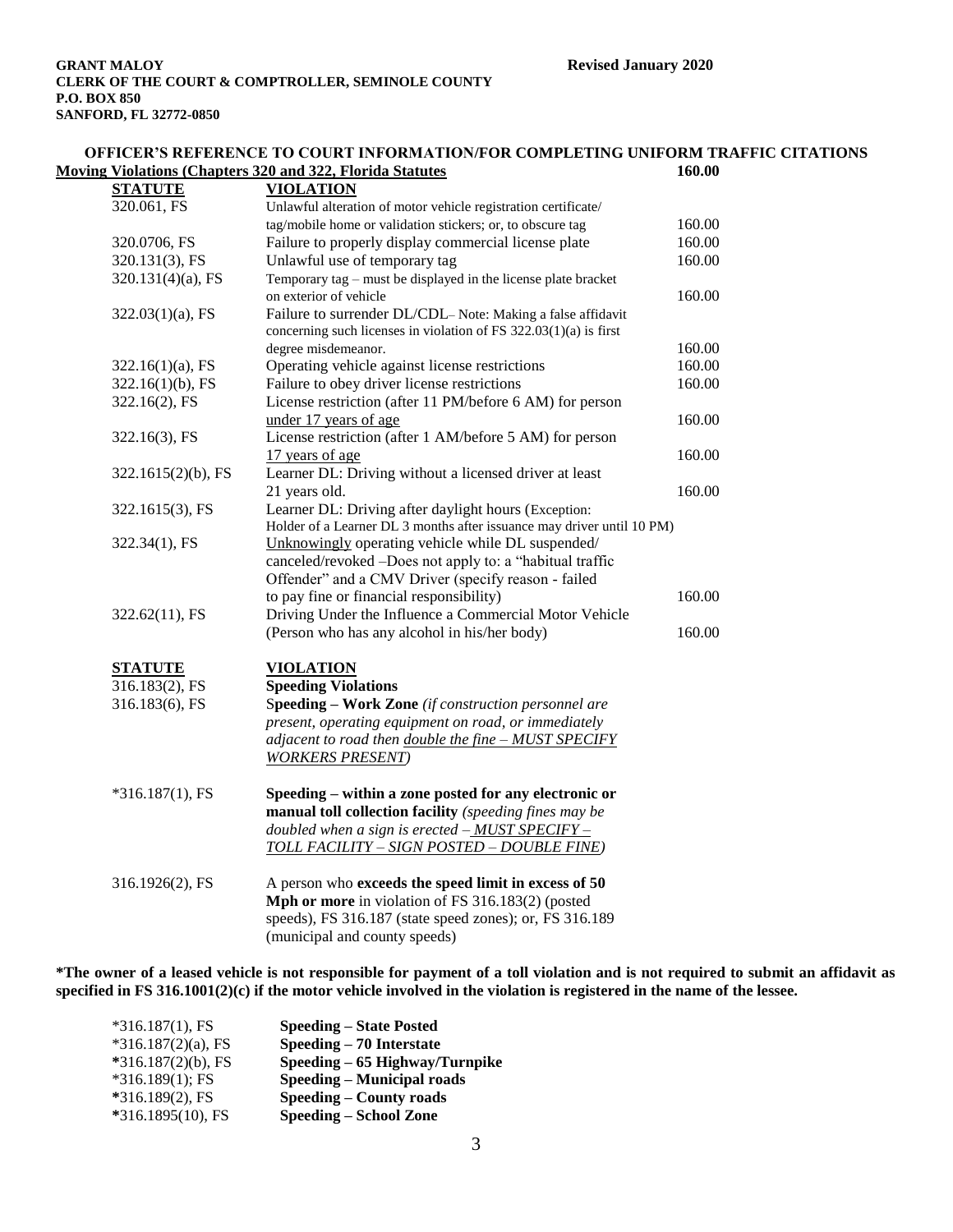**GRANT MALOY**
**CLERK OF THE COURT & COMPTROLLER, SEMINOLE COUNTY**
**P.O. BOX 850**
**SANFORD, FL 32772-0850**

**Revised January 2020**

## OFFICER'S REFERENCE TO COURT INFORMATION/FOR COMPLETING UNIFORM TRAFFIC CITATIONS

**Moving Violations (Chapters 320 and 322, Florida Statutes)** **160.00**

| STATUTE | VIOLATION | |
|---|---|---|
| 320.061, FS | Unlawful alteration of motor vehicle registration certificate/ tag/mobile home or validation stickers; or, to obscure tag | 160.00 |
| 320.0706, FS | Failure to properly display commercial license plate | 160.00 |
| 320.131(3), FS | Unlawful use of temporary tag | 160.00 |
| 320.131(4)(a), FS | Temporary tag – must be displayed in the license plate bracket on exterior of vehicle | 160.00 |
| 322.03(1)(a), FS | Failure to surrender DL/CDL– Note: Making a false affidavit concerning such licenses in violation of FS 322.03(1)(a) is first degree misdemeanor. | 160.00 |
| 322.16(1)(a), FS | Operating vehicle against license restrictions | 160.00 |
| 322.16(1)(b), FS | Failure to obey driver license restrictions | 160.00 |
| 322.16(2), FS | License restriction (after 11 PM/before 6 AM) for person under 17 years of age | 160.00 |
| 322.16(3), FS | License restriction (after 1 AM/before 5 AM) for person 17 years of age | 160.00 |
| 322.1615(2)(b), FS | Learner DL: Driving without a licensed driver at least 21 years old. | 160.00 |
| 322.1615(3), FS | Learner DL: Driving after daylight hours (Exception: Holder of a Learner DL 3 months after issuance may driver until 10 PM) | |
| 322.34(1), FS | Unknowingly operating vehicle while DL suspended/ canceled/revoked –Does not apply to: a "habitual traffic Offender" and a CMV Driver (specify reason - failed to pay fine or financial responsibility) | 160.00 |
| 322.62(11), FS | Driving Under the Influence a Commercial Motor Vehicle (Person who has any alcohol in his/her body) | 160.00 |

| STATUTE | VIOLATION |
|---|---|
| 316.183(2), FS | **Speeding Violations** |
| 316.183(6), FS | **Speeding – Work Zone** *(if construction personnel are present, operating equipment on road, or immediately adjacent to road then double the fine – MUST SPECIFY WORKERS PRESENT)* |
| *316.187(1), FS | **Speeding – within a zone posted for any electronic or manual toll collection facility** *(speeding fines may be doubled when a sign is erected – MUST SPECIFY – TOLL FACILITY – SIGN POSTED – DOUBLE FINE)* |
| 316.1926(2), FS | A person who **exceeds the speed limit in excess of 50 Mph or more** in violation of FS 316.183(2) (posted speeds), FS 316.187 (state speed zones); or, FS 316.189 (municipal and county speeds) |

**\*The owner of a leased vehicle is not responsible for payment of a toll violation and is not required to submit an affidavit as specified in FS 316.1001(2)(c) if the motor vehicle involved in the violation is registered in the name of the lessee.**

| | |
|---|---|
| *316.187(1), FS | **Speeding – State Posted** |
| *316.187(2)(a), FS | **Speeding – 70 Interstate** |
| *316.187(2)(b), FS | **Speeding – 65 Highway/Turnpike** |
| *316.189(1); FS | **Speeding – Municipal roads** |
| *316.189(2), FS | **Speeding – County roads** |
| *316.1895(10), FS | **Speeding – School Zone** |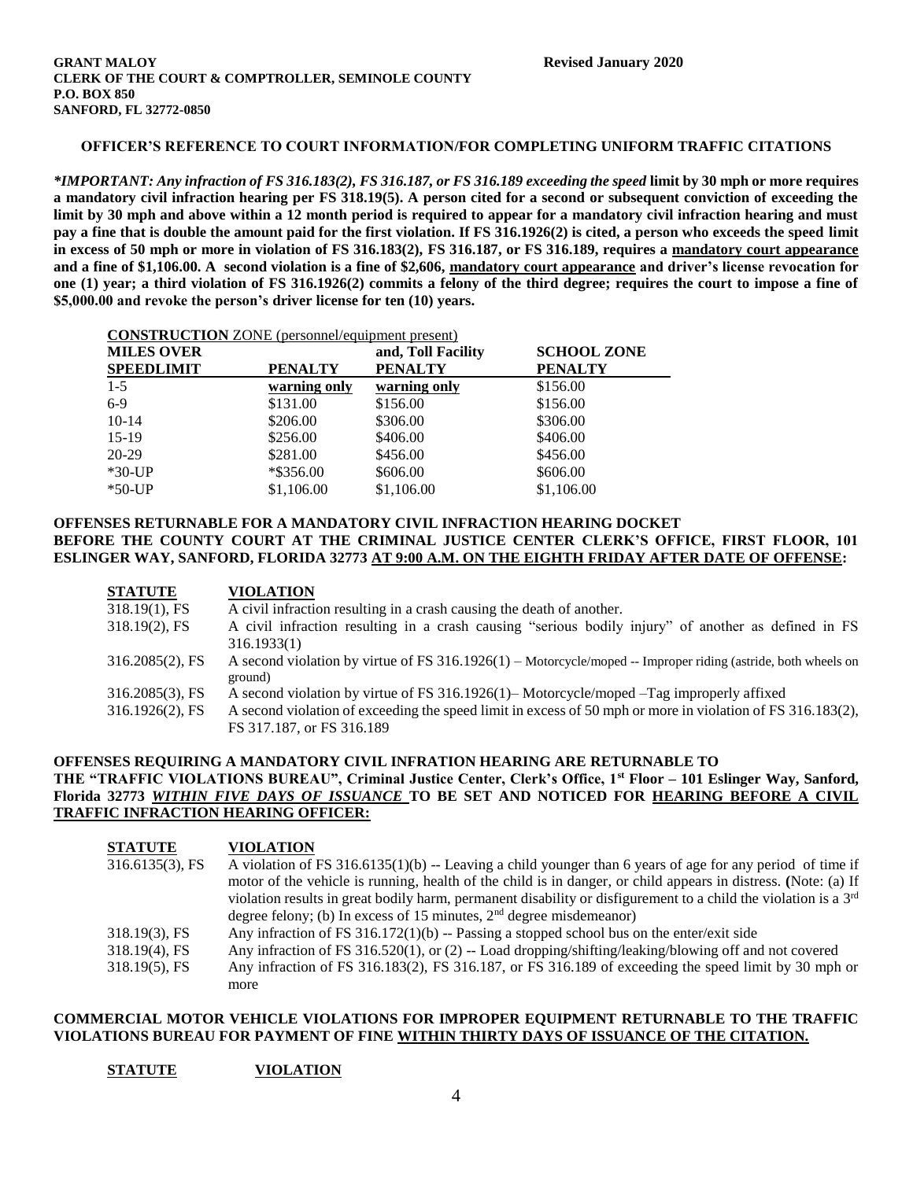**GRANT MALOY**
**CLERK OF THE COURT & COMPTROLLER, SEMINOLE COUNTY**
**P.O. BOX 850**
**SANFORD, FL 32772-0850**

**Revised January 2020**

**OFFICER'S REFERENCE TO COURT INFORMATION/FOR COMPLETING UNIFORM TRAFFIC CITATIONS**

***IMPORTANT: Any infraction of FS 316.183(2), FS 316.187, or FS 316.189 exceeding the speed* limit by 30 mph or more requires a mandatory civil infraction hearing per FS 318.19(5). A person cited for a second or subsequent conviction of exceeding the limit by 30 mph and above within a 12 month period is required to appear for a mandatory civil infraction hearing and must pay a fine that is double the amount paid for the first violation. If FS 316.1926(2) is cited, a person who exceeds the speed limit in excess of 50 mph or more in violation of FS 316.183(2), FS 316.187, or FS 316.189, requires a <u>mandatory court appearance</u> and a fine of $1,106.00. A second violation is a fine of $2,606, <u>mandatory court appearance</u> and driver's license revocation for one (1) year; a third violation of FS 316.1926(2) commits a felony of the third degree; requires the court to impose a fine of $5,000.00 and revoke the person's driver license for ten (10) years.**

| **MILES OVER SPEEDLIMIT** | **PENALTY** | **CONSTRUCTION ZONE (personnel/equipment present) and, Toll Facility PENALTY** | **SCHOOL ZONE PENALTY** |
|---|---|---|---|
| 1-5 | <u>warning only</u> | <u>warning only</u> | $156.00 |
| 6-9 | $131.00 | $156.00 | $156.00 |
| 10-14 | $206.00 | $306.00 | $306.00 |
| 15-19 | $256.00 | $406.00 | $406.00 |
| 20-29 | $281.00 | $456.00 | $456.00 |
| *30-UP | *$356.00 | $606.00 | $606.00 |
| *50-UP | $1,106.00 | $1,106.00 | $1,106.00 |

**OFFENSES RETURNABLE FOR A MANDATORY CIVIL INFRACTION HEARING DOCKET BEFORE THE COUNTY COURT AT THE CRIMINAL JUSTICE CENTER CLERK'S OFFICE, FIRST FLOOR, 101 ESLINGER WAY, SANFORD, FLORIDA 32773 <u>AT 9:00 A.M. ON THE EIGHTH FRIDAY AFTER DATE OF OFFENSE</u>:**

| **STATUTE** | **VIOLATION** |
|---|---|
| 318.19(1), FS | A civil infraction resulting in a crash causing the death of another. |
| 318.19(2), FS | A civil infraction resulting in a crash causing "serious bodily injury" of another as defined in FS 316.1933(1) |
| 316.2085(2), FS | A second violation by virtue of FS 316.1926(1) – Motorcycle/moped -- Improper riding (astride, both wheels on ground) |
| 316.2085(3), FS | A second violation by virtue of FS 316.1926(1)– Motorcycle/moped –Tag improperly affixed |
| 316.1926(2), FS | A second violation of exceeding the speed limit in excess of 50 mph or more in violation of FS 316.183(2), FS 317.187, or FS 316.189 |

**OFFENSES REQUIRING A MANDATORY CIVIL INFRATION HEARING ARE RETURNABLE TO THE "TRAFFIC VIOLATIONS BUREAU", Criminal Justice Center, Clerk's Office, 1st Floor – 101 Eslinger Way, Sanford, Florida 32773 <u>*WITHIN FIVE DAYS OF ISSUANCE*</u> TO BE SET AND NOTICED FOR <u>HEARING BEFORE A CIVIL TRAFFIC INFRACTION HEARING OFFICER:</u>**

| **STATUTE** | **VIOLATION** |
|---|---|
| 316.6135(3), FS | A violation of FS 316.6135(1)(b) -- Leaving a child younger than 6 years of age for any period of time if motor of the vehicle is running, health of the child is in danger, or child appears in distress. **(**Note: (a) If violation results in great bodily harm, permanent disability or disfigurement to a child the violation is a 3rd degree felony; (b) In excess of 15 minutes, 2nd degree misdemeanor) |
| 318.19(3), FS | Any infraction of FS 316.172(1)(b) -- Passing a stopped school bus on the enter/exit side |
| 318.19(4), FS | Any infraction of FS 316.520(1), or (2) -- Load dropping/shifting/leaking/blowing off and not covered |
| 318.19(5), FS | Any infraction of FS 316.183(2), FS 316.187, or FS 316.189 of exceeding the speed limit by 30 mph or more |

**COMMERCIAL MOTOR VEHICLE VIOLATIONS FOR IMPROPER EQUIPMENT RETURNABLE TO THE TRAFFIC VIOLATIONS BUREAU FOR PAYMENT OF FINE <u>WITHIN THIRTY DAYS OF ISSUANCE OF THE CITATION.</u>**

| **STATUTE** | **VIOLATION** |
|---|---|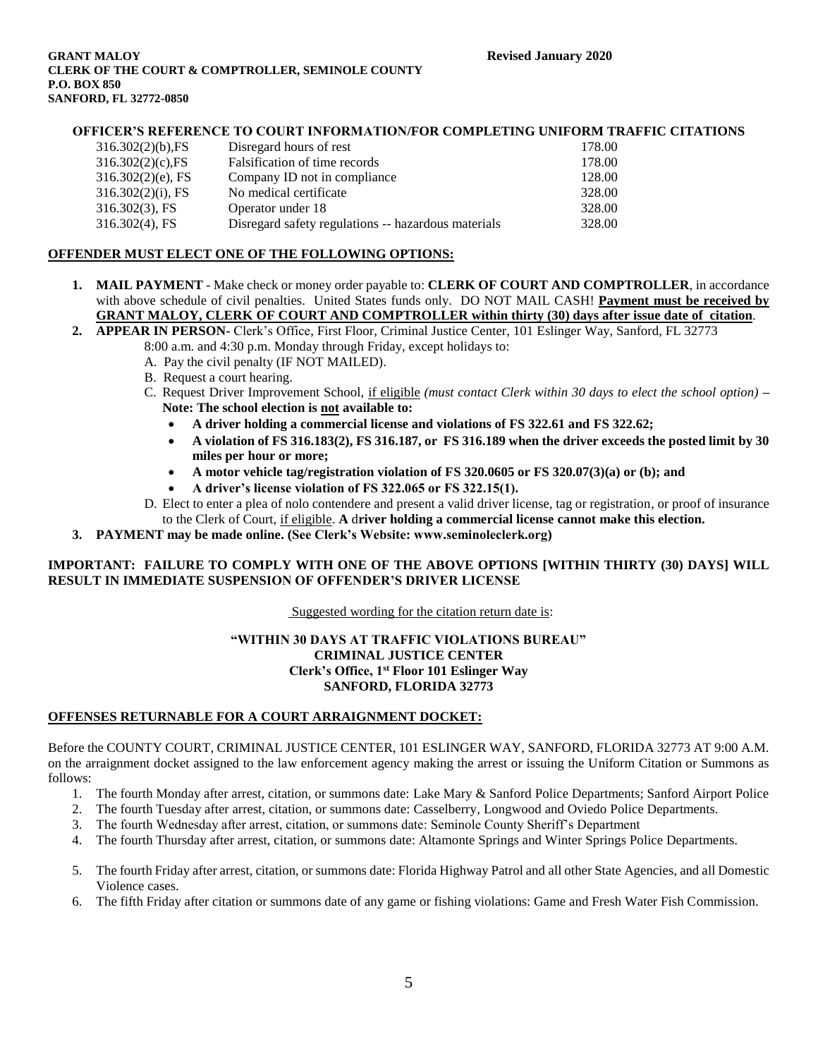**GRANT MALOY**
**CLERK OF THE COURT & COMPTROLLER, SEMINOLE COUNTY**
**P.O. BOX 850**
**SANFORD, FL 32772-0850**

**Revised January 2020**

**OFFICER'S REFERENCE TO COURT INFORMATION/FOR COMPLETING UNIFORM TRAFFIC CITATIONS**

| | | |
|---|---|---|
| 316.302(2)(b),FS | Disregard hours of rest | 178.00 |
| 316.302(2)(c),FS | Falsification of time records | 178.00 |
| 316.302(2)(e), FS | Company ID not in compliance | 128.00 |
| 316.302(2)(i), FS | No medical certificate | 328.00 |
| 316.302(3), FS | Operator under 18 | 328.00 |
| 316.302(4), FS | Disregard safety regulations -- hazardous materials | 328.00 |

## OFFENDER MUST ELECT ONE OF THE FOLLOWING OPTIONS:

1. **MAIL PAYMENT** - Make check or money order payable to: **CLERK OF COURT AND COMPTROLLER**, in accordance with above schedule of civil penalties. United States funds only. DO NOT MAIL CASH! **Payment must be received by GRANT MALOY, CLERK OF COURT AND COMPTROLLER within thirty (30) days after issue date of citation**.
2. **APPEAR IN PERSON**- Clerk's Office, First Floor, Criminal Justice Center, 101 Eslinger Way, Sanford, FL 32773 8:00 a.m. and 4:30 p.m. Monday through Friday, except holidays to:
   A. Pay the civil penalty (IF NOT MAILED).
   B. Request a court hearing.
   C. Request Driver Improvement School, if eligible *(must contact Clerk within 30 days to elect the school option)* – **Note: The school election is not available to:**
      - **A driver holding a commercial license and violations of FS 322.61 and FS 322.62;**
      - **A violation of FS 316.183(2), FS 316.187, or FS 316.189 when the driver exceeds the posted limit by 30 miles per hour or more;**
      - **A motor vehicle tag/registration violation of FS 320.0605 or FS 320.07(3)(a) or (b); and**
      - **A driver's license violation of FS 322.065 or FS 322.15(1).**

   D. Elect to enter a plea of nolo contendere and present a valid driver license, tag or registration, or proof of insurance to the Clerk of Court, if eligible. **A driver holding a commercial license cannot make this election.**
3. **PAYMENT may be made online. (See Clerk's Website: www.seminoleclerk.org)**

**IMPORTANT: FAILURE TO COMPLY WITH ONE OF THE ABOVE OPTIONS [WITHIN THIRTY (30) DAYS] WILL RESULT IN IMMEDIATE SUSPENSION OF OFFENDER'S DRIVER LICENSE**

Suggested wording for the citation return date is:

**"WITHIN 30 DAYS AT TRAFFIC VIOLATIONS BUREAU"**
**CRIMINAL JUSTICE CENTER**
**Clerk's Office, 1st Floor 101 Eslinger Way**
**SANFORD, FLORIDA 32773**

## OFFENSES RETURNABLE FOR A COURT ARRAIGNMENT DOCKET:

Before the COUNTY COURT, CRIMINAL JUSTICE CENTER, 101 ESLINGER WAY, SANFORD, FLORIDA 32773 AT 9:00 A.M. on the arraignment docket assigned to the law enforcement agency making the arrest or issuing the Uniform Citation or Summons as follows:

1. The fourth Monday after arrest, citation, or summons date: Lake Mary & Sanford Police Departments; Sanford Airport Police
2. The fourth Tuesday after arrest, citation, or summons date: Casselberry, Longwood and Oviedo Police Departments.
3. The fourth Wednesday after arrest, citation, or summons date: Seminole County Sheriff's Department
4. The fourth Thursday after arrest, citation, or summons date: Altamonte Springs and Winter Springs Police Departments.
5. The fourth Friday after arrest, citation, or summons date: Florida Highway Patrol and all other State Agencies, and all Domestic Violence cases.
6. The fifth Friday after citation or summons date of any game or fishing violations: Game and Fresh Water Fish Commission.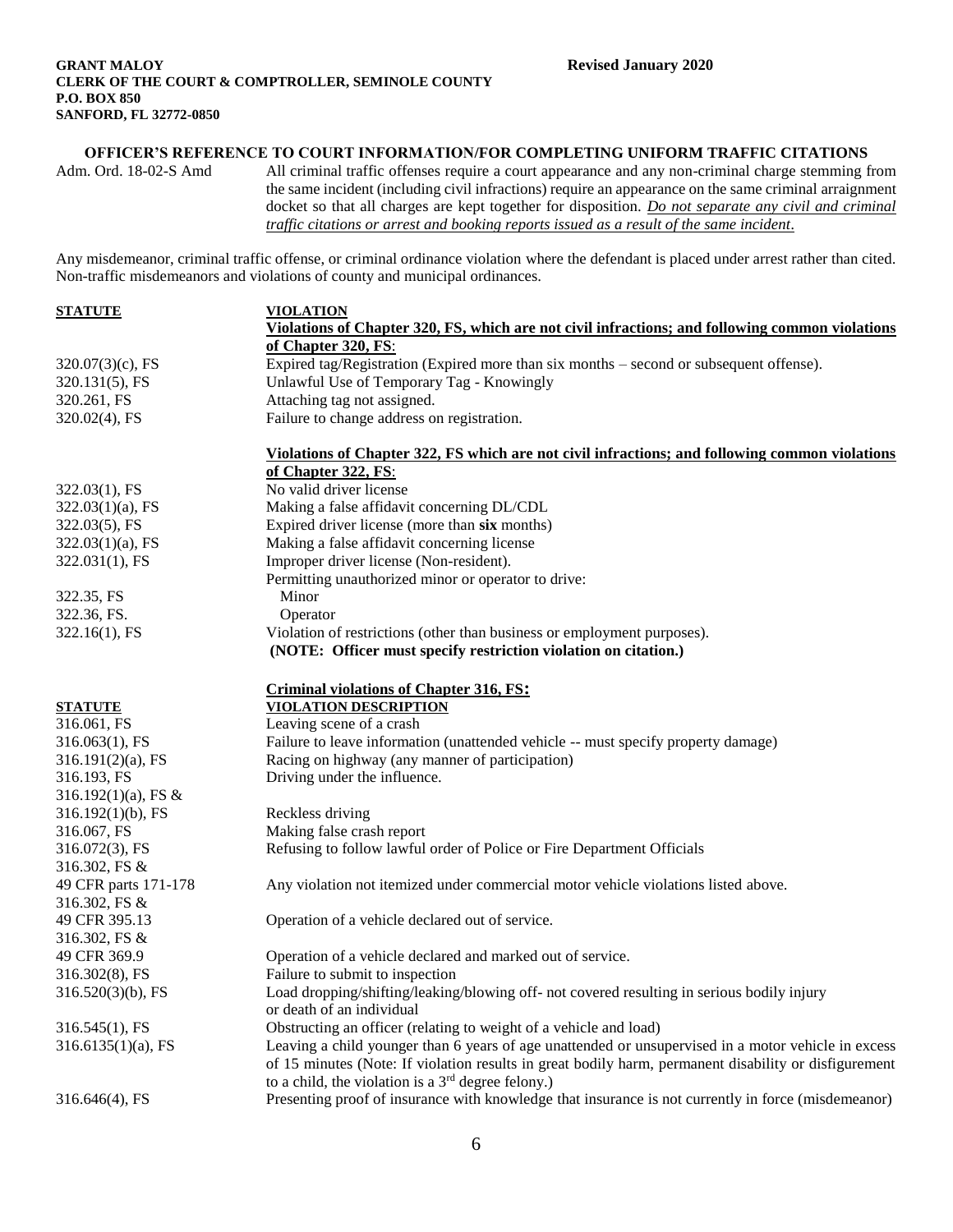GRANT MALOY
CLERK OF THE COURT & COMPTROLLER, SEMINOLE COUNTY
P.O. BOX 850
SANFORD, FL 32772-0850

**Revised January 2020**

## OFFICER'S REFERENCE TO COURT INFORMATION/FOR COMPLETING UNIFORM TRAFFIC CITATIONS

Adm. Ord. 18-02-S Amd — All criminal traffic offenses require a court appearance and any non-criminal charge stemming from the same incident (including civil infractions) require an appearance on the same criminal arraignment docket so that all charges are kept together for disposition. ***Do not separate any civil and criminal traffic citations or arrest and booking reports issued as a result of the same incident.***

Any misdemeanor, criminal traffic offense, or criminal ordinance violation where the defendant is placed under arrest rather than cited. Non-traffic misdemeanors and violations of county and municipal ordinances.

| STATUTE | VIOLATION |
|---|---|
| | **Violations of Chapter 320, FS, which are not civil infractions; and following common violations of Chapter 320, FS:** |
| 320.07(3)(c), FS | Expired tag/Registration (Expired more than six months – second or subsequent offense). |
| 320.131(5), FS | Unlawful Use of Temporary Tag - Knowingly |
| 320.261, FS | Attaching tag not assigned. |
| 320.02(4), FS | Failure to change address on registration. |
| | **Violations of Chapter 322, FS which are not civil infractions; and following common violations of Chapter 322, FS:** |
| 322.03(1), FS | No valid driver license |
| 322.03(1)(a), FS | Making a false affidavit concerning DL/CDL |
| 322.03(5), FS | Expired driver license (more than **six** months) |
| 322.03(1)(a), FS | Making a false affidavit concerning license |
| 322.031(1), FS | Improper driver license (Non-resident). |
| | Permitting unauthorized minor or operator to drive: |
| 322.35, FS | Minor |
| 322.36, FS. | Operator |
| 322.16(1), FS | Violation of restrictions (other than business or employment purposes). **(NOTE: Officer must specify restriction violation on citation.)** |

**Criminal violations of Chapter 316, FS:**

| STATUTE | VIOLATION DESCRIPTION |
|---|---|
| 316.061, FS | Leaving scene of a crash |
| 316.063(1), FS | Failure to leave information (unattended vehicle -- must specify property damage) |
| 316.191(2)(a), FS | Racing on highway (any manner of participation) |
| 316.193, FS | Driving under the influence. |
| 316.192(1)(a), FS & 316.192(1)(b), FS | Reckless driving |
| 316.067, FS | Making false crash report |
| 316.072(3), FS | Refusing to follow lawful order of Police or Fire Department Officials |
| 316.302, FS & 49 CFR parts 171-178 | Any violation not itemized under commercial motor vehicle violations listed above. |
| 316.302, FS & 49 CFR 395.13 | Operation of a vehicle declared out of service. |
| 316.302, FS & 49 CFR 369.9 | Operation of a vehicle declared and marked out of service. |
| 316.302(8), FS | Failure to submit to inspection |
| 316.520(3)(b), FS | Load dropping/shifting/leaking/blowing off- not covered resulting in serious bodily injury or death of an individual |
| 316.545(1), FS | Obstructing an officer (relating to weight of a vehicle and load) |
| 316.6135(1)(a), FS | Leaving a child younger than 6 years of age unattended or unsupervised in a motor vehicle in excess of 15 minutes (Note: If violation results in great bodily harm, permanent disability or disfigurement to a child, the violation is a 3rd degree felony.) |
| 316.646(4), FS | Presenting proof of insurance with knowledge that insurance is not currently in force (misdemeanor) |